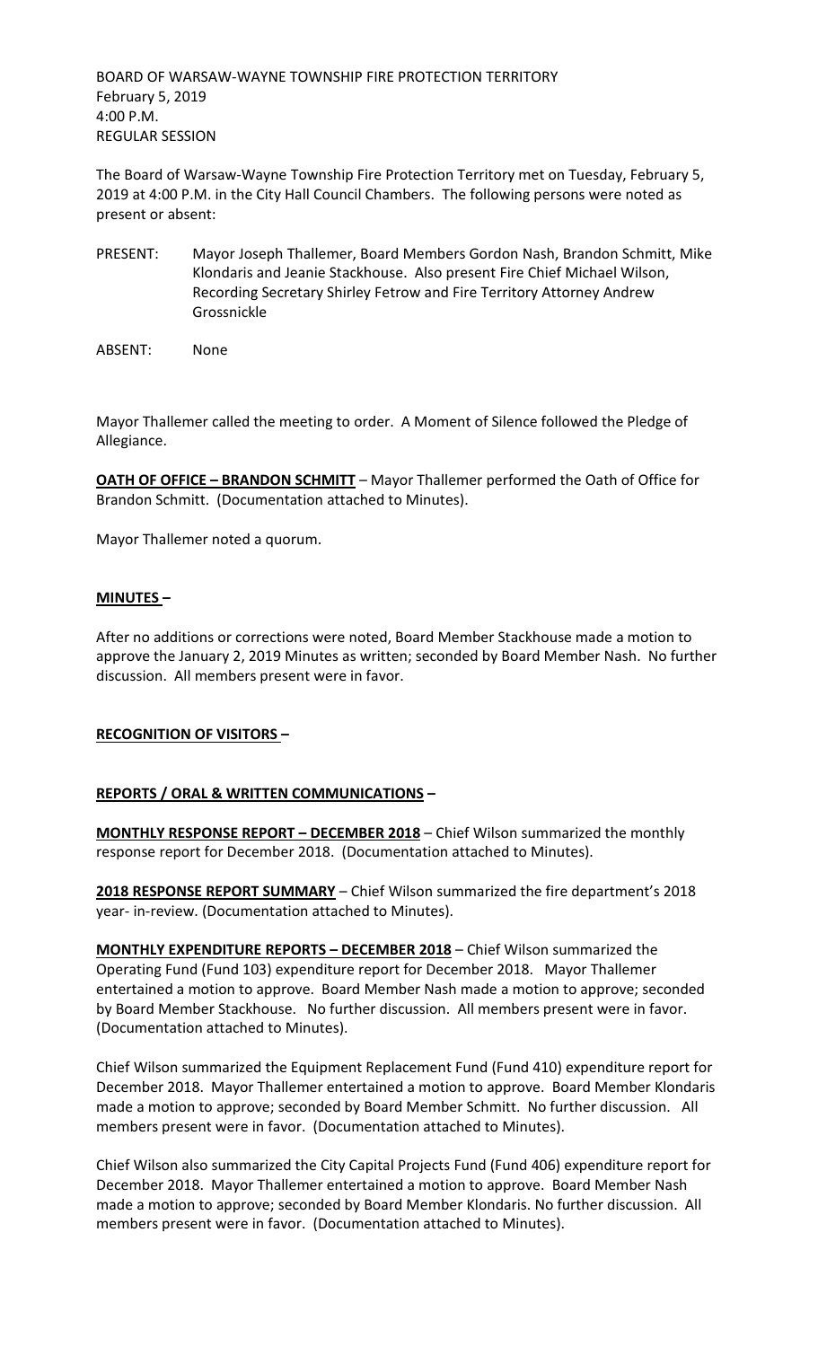BOARD OF WARSAW-WAYNE TOWNSHIP FIRE PROTECTION TERRITORY
February 5, 2019
4:00 P.M.
REGULAR SESSION

The Board of Warsaw-Wayne Township Fire Protection Territory met on Tuesday, February 5, 2019 at 4:00 P.M. in the City Hall Council Chambers. The following persons were noted as present or absent:

PRESENT: Mayor Joseph Thallemer, Board Members Gordon Nash, Brandon Schmitt, Mike Klondaris and Jeanie Stackhouse. Also present Fire Chief Michael Wilson, Recording Secretary Shirley Fetrow and Fire Territory Attorney Andrew Grossnickle

ABSENT: None

Mayor Thallemer called the meeting to order. A Moment of Silence followed the Pledge of Allegiance.

**OATH OF OFFICE – BRANDON SCHMITT** – Mayor Thallemer performed the Oath of Office for Brandon Schmitt. (Documentation attached to Minutes).

Mayor Thallemer noted a quorum.

**MINUTES –**

After no additions or corrections were noted, Board Member Stackhouse made a motion to approve the January 2, 2019 Minutes as written; seconded by Board Member Nash. No further discussion. All members present were in favor.

**RECOGNITION OF VISITORS –**

**REPORTS / ORAL & WRITTEN COMMUNICATIONS –**

**MONTHLY RESPONSE REPORT – DECEMBER 2018** – Chief Wilson summarized the monthly response report for December 2018. (Documentation attached to Minutes).

**2018 RESPONSE REPORT SUMMARY** – Chief Wilson summarized the fire department's 2018 year- in-review. (Documentation attached to Minutes).

**MONTHLY EXPENDITURE REPORTS – DECEMBER 2018** – Chief Wilson summarized the Operating Fund (Fund 103) expenditure report for December 2018. Mayor Thallemer entertained a motion to approve. Board Member Nash made a motion to approve; seconded by Board Member Stackhouse. No further discussion. All members present were in favor. (Documentation attached to Minutes).

Chief Wilson summarized the Equipment Replacement Fund (Fund 410) expenditure report for December 2018. Mayor Thallemer entertained a motion to approve. Board Member Klondaris made a motion to approve; seconded by Board Member Schmitt. No further discussion. All members present were in favor. (Documentation attached to Minutes).

Chief Wilson also summarized the City Capital Projects Fund (Fund 406) expenditure report for December 2018. Mayor Thallemer entertained a motion to approve. Board Member Nash made a motion to approve; seconded by Board Member Klondaris. No further discussion. All members present were in favor. (Documentation attached to Minutes).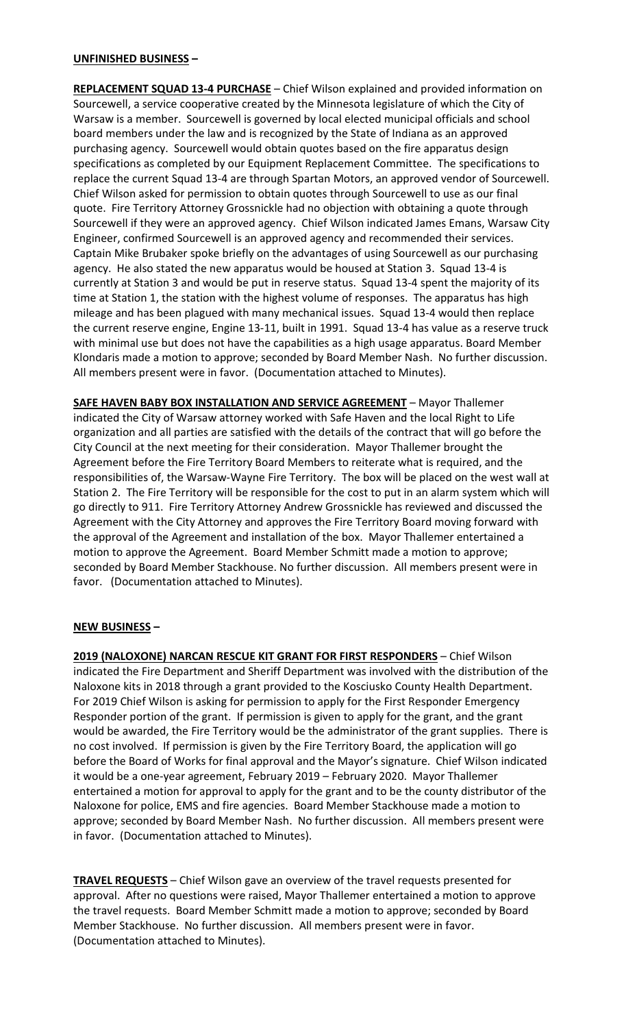**UNFINISHED BUSINESS –**

**REPLACEMENT SQUAD 13-4 PURCHASE** – Chief Wilson explained and provided information on Sourcewell, a service cooperative created by the Minnesota legislature of which the City of Warsaw is a member. Sourcewell is governed by local elected municipal officials and school board members under the law and is recognized by the State of Indiana as an approved purchasing agency. Sourcewell would obtain quotes based on the fire apparatus design specifications as completed by our Equipment Replacement Committee. The specifications to replace the current Squad 13-4 are through Spartan Motors, an approved vendor of Sourcewell. Chief Wilson asked for permission to obtain quotes through Sourcewell to use as our final quote. Fire Territory Attorney Grossnickle had no objection with obtaining a quote through Sourcewell if they were an approved agency. Chief Wilson indicated James Emans, Warsaw City Engineer, confirmed Sourcewell is an approved agency and recommended their services. Captain Mike Brubaker spoke briefly on the advantages of using Sourcewell as our purchasing agency. He also stated the new apparatus would be housed at Station 3. Squad 13-4 is currently at Station 3 and would be put in reserve status. Squad 13-4 spent the majority of its time at Station 1, the station with the highest volume of responses. The apparatus has high mileage and has been plagued with many mechanical issues. Squad 13-4 would then replace the current reserve engine, Engine 13-11, built in 1991. Squad 13-4 has value as a reserve truck with minimal use but does not have the capabilities as a high usage apparatus. Board Member Klondaris made a motion to approve; seconded by Board Member Nash. No further discussion. All members present were in favor. (Documentation attached to Minutes).

**SAFE HAVEN BABY BOX INSTALLATION AND SERVICE AGREEMENT** – Mayor Thallemer indicated the City of Warsaw attorney worked with Safe Haven and the local Right to Life organization and all parties are satisfied with the details of the contract that will go before the City Council at the next meeting for their consideration. Mayor Thallemer brought the Agreement before the Fire Territory Board Members to reiterate what is required, and the responsibilities of, the Warsaw-Wayne Fire Territory. The box will be placed on the west wall at Station 2. The Fire Territory will be responsible for the cost to put in an alarm system which will go directly to 911. Fire Territory Attorney Andrew Grossnickle has reviewed and discussed the Agreement with the City Attorney and approves the Fire Territory Board moving forward with the approval of the Agreement and installation of the box. Mayor Thallemer entertained a motion to approve the Agreement. Board Member Schmitt made a motion to approve; seconded by Board Member Stackhouse. No further discussion. All members present were in favor. (Documentation attached to Minutes).

**NEW BUSINESS –**

**2019 (NALOXONE) NARCAN RESCUE KIT GRANT FOR FIRST RESPONDERS** – Chief Wilson indicated the Fire Department and Sheriff Department was involved with the distribution of the Naloxone kits in 2018 through a grant provided to the Kosciusko County Health Department. For 2019 Chief Wilson is asking for permission to apply for the First Responder Emergency Responder portion of the grant. If permission is given to apply for the grant, and the grant would be awarded, the Fire Territory would be the administrator of the grant supplies. There is no cost involved. If permission is given by the Fire Territory Board, the application will go before the Board of Works for final approval and the Mayor's signature. Chief Wilson indicated it would be a one-year agreement, February 2019 – February 2020. Mayor Thallemer entertained a motion for approval to apply for the grant and to be the county distributor of the Naloxone for police, EMS and fire agencies. Board Member Stackhouse made a motion to approve; seconded by Board Member Nash. No further discussion. All members present were in favor. (Documentation attached to Minutes).

**TRAVEL REQUESTS** – Chief Wilson gave an overview of the travel requests presented for approval. After no questions were raised, Mayor Thallemer entertained a motion to approve the travel requests. Board Member Schmitt made a motion to approve; seconded by Board Member Stackhouse. No further discussion. All members present were in favor. (Documentation attached to Minutes).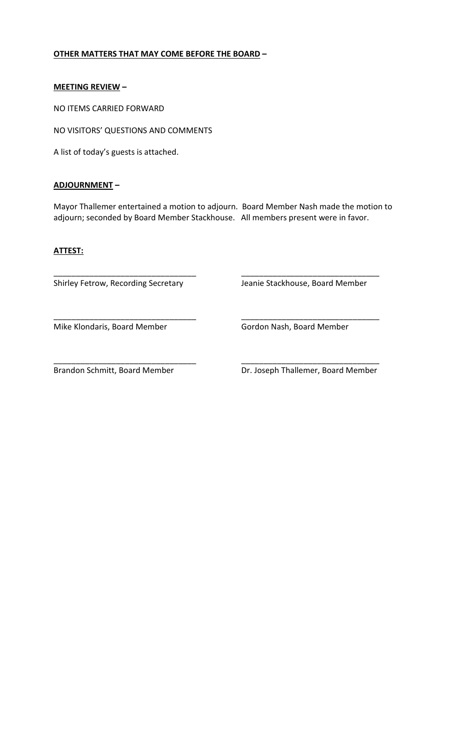**<u>OTHER MATTERS THAT MAY COME BEFORE THE BOARD</u> –**

**<u>MEETING REVIEW</u> –**

NO ITEMS CARRIED FORWARD

NO VISITORS' QUESTIONS AND COMMENTS

A list of today's guests is attached.

**<u>ADJOURNMENT</u> –**

Mayor Thallemer entertained a motion to adjourn. Board Member Nash made the motion to adjourn; seconded by Board Member Stackhouse. All members present were in favor.

**<u>ATTEST:</u>**

| | |
|---|---|
| _______________________________ | _______________________________ |
| Shirley Fetrow, Recording Secretary | Jeanie Stackhouse, Board Member |
| _______________________________ | _______________________________ |
| Mike Klondaris, Board Member | Gordon Nash, Board Member |
| _______________________________ | _______________________________ |
| Brandon Schmitt, Board Member | Dr. Joseph Thallemer, Board Member |